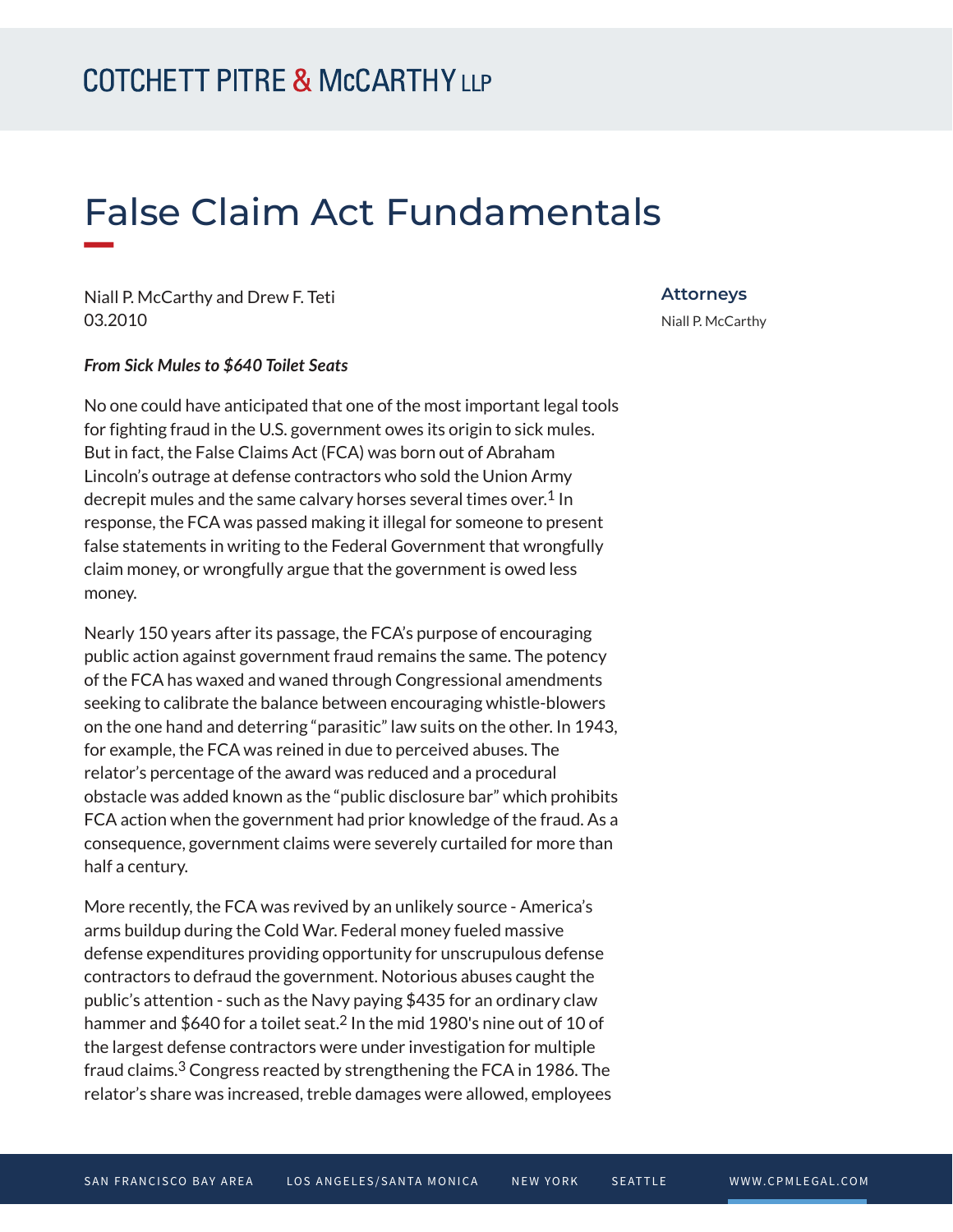# False Claim Act Fundamentals

Niall P. McCarthy and Drew F. Teti
03.2010

**Attorneys**

Niall P. McCarthy

***From Sick Mules to $640 Toilet Seats***

No one could have anticipated that one of the most important legal tools for fighting fraud in the U.S. government owes its origin to sick mules. But in fact, the False Claims Act (FCA) was born out of Abraham Lincoln's outrage at defense contractors who sold the Union Army decrepit mules and the same calvary horses several times over.[1] In response, the FCA was passed making it illegal for someone to present false statements in writing to the Federal Government that wrongfully claim money, or wrongfully argue that the government is owed less money.

Nearly 150 years after its passage, the FCA's purpose of encouraging public action against government fraud remains the same. The potency of the FCA has waxed and waned through Congressional amendments seeking to calibrate the balance between encouraging whistle-blowers on the one hand and deterring "parasitic" law suits on the other. In 1943, for example, the FCA was reined in due to perceived abuses. The relator's percentage of the award was reduced and a procedural obstacle was added known as the "public disclosure bar" which prohibits FCA action when the government had prior knowledge of the fraud. As a consequence, government claims were severely curtailed for more than half a century.

More recently, the FCA was revived by an unlikely source - America's arms buildup during the Cold War. Federal money fueled massive defense expenditures providing opportunity for unscrupulous defense contractors to defraud the government. Notorious abuses caught the public's attention - such as the Navy paying $435 for an ordinary claw hammer and $640 for a toilet seat.[2] In the mid 1980's nine out of 10 of the largest defense contractors were under investigation for multiple fraud claims.[3] Congress reacted by strengthening the FCA in 1986. The relator's share was increased, treble damages were allowed, employees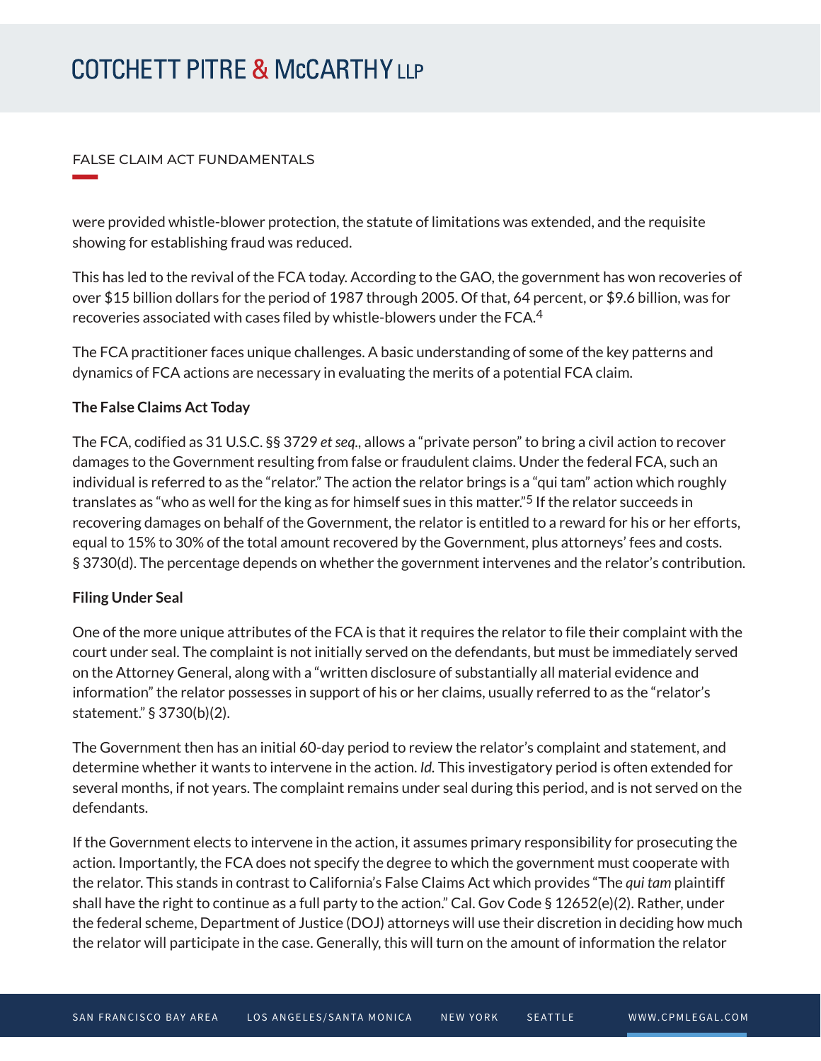were provided whistle-blower protection, the statute of limitations was extended, and the requisite showing for establishing fraud was reduced.

This has led to the revival of the FCA today. According to the GAO, the government has won recoveries of over $15 billion dollars for the period of 1987 through 2005. Of that, 64 percent, or $9.6 billion, was for recoveries associated with cases filed by whistle-blowers under the FCA.[4]

The FCA practitioner faces unique challenges. A basic understanding of some of the key patterns and dynamics of FCA actions are necessary in evaluating the merits of a potential FCA claim.

**The False Claims Act Today**

The FCA, codified as 31 U.S.C. §§ 3729 *et seq.*, allows a "private person" to bring a civil action to recover damages to the Government resulting from false or fraudulent claims. Under the federal FCA, such an individual is referred to as the "relator." The action the relator brings is a "qui tam" action which roughly translates as "who as well for the king as for himself sues in this matter."[5] If the relator succeeds in recovering damages on behalf of the Government, the relator is entitled to a reward for his or her efforts, equal to 15% to 30% of the total amount recovered by the Government, plus attorneys' fees and costs. § 3730(d). The percentage depends on whether the government intervenes and the relator's contribution.

**Filing Under Seal**

One of the more unique attributes of the FCA is that it requires the relator to file their complaint with the court under seal. The complaint is not initially served on the defendants, but must be immediately served on the Attorney General, along with a "written disclosure of substantially all material evidence and information" the relator possesses in support of his or her claims, usually referred to as the "relator's statement." § 3730(b)(2).

The Government then has an initial 60-day period to review the relator's complaint and statement, and determine whether it wants to intervene in the action. *Id.* This investigatory period is often extended for several months, if not years. The complaint remains under seal during this period, and is not served on the defendants.

If the Government elects to intervene in the action, it assumes primary responsibility for prosecuting the action. Importantly, the FCA does not specify the degree to which the government must cooperate with the relator. This stands in contrast to California's False Claims Act which provides "The *qui tam* plaintiff shall have the right to continue as a full party to the action." Cal. Gov Code § 12652(e)(2). Rather, under the federal scheme, Department of Justice (DOJ) attorneys will use their discretion in deciding how much the relator will participate in the case. Generally, this will turn on the amount of information the relator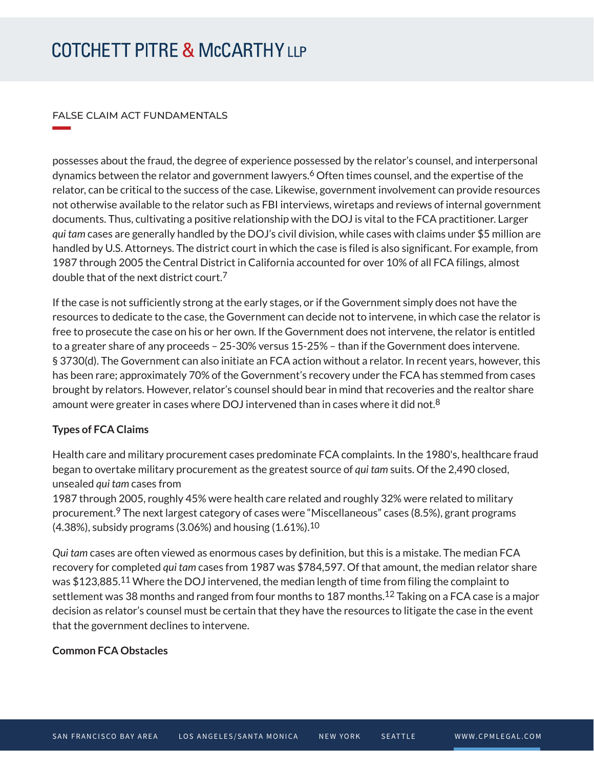possesses about the fraud, the degree of experience possessed by the relator's counsel, and interpersonal dynamics between the relator and government lawyers.[6] Often times counsel, and the expertise of the relator, can be critical to the success of the case. Likewise, government involvement can provide resources not otherwise available to the relator such as FBI interviews, wiretaps and reviews of internal government documents. Thus, cultivating a positive relationship with the DOJ is vital to the FCA practitioner. Larger *qui tam* cases are generally handled by the DOJ's civil division, while cases with claims under $5 million are handled by U.S. Attorneys. The district court in which the case is filed is also significant. For example, from 1987 through 2005 the Central District in California accounted for over 10% of all FCA filings, almost double that of the next district court.[7]

If the case is not sufficiently strong at the early stages, or if the Government simply does not have the resources to dedicate to the case, the Government can decide not to intervene, in which case the relator is free to prosecute the case on his or her own. If the Government does not intervene, the relator is entitled to a greater share of any proceeds – 25-30% versus 15-25% – than if the Government does intervene. § 3730(d). The Government can also initiate an FCA action without a relator. In recent years, however, this has been rare; approximately 70% of the Government's recovery under the FCA has stemmed from cases brought by relators. However, relator's counsel should bear in mind that recoveries and the realtor share amount were greater in cases where DOJ intervened than in cases where it did not.[8]

**Types of FCA Claims**

Health care and military procurement cases predominate FCA complaints. In the 1980's, healthcare fraud began to overtake military procurement as the greatest source of *qui tam* suits. Of the 2,490 closed, unsealed *qui tam* cases from 1987 through 2005, roughly 45% were health care related and roughly 32% were related to military procurement.[9] The next largest category of cases were "Miscellaneous" cases (8.5%), grant programs (4.38%), subsidy programs (3.06%) and housing (1.61%).[10]

*Qui tam* cases are often viewed as enormous cases by definition, but this is a mistake. The median FCA recovery for completed *qui tam* cases from 1987 was $784,597. Of that amount, the median relator share was $123,885.[11] Where the DOJ intervened, the median length of time from filing the complaint to settlement was 38 months and ranged from four months to 187 months.[12] Taking on a FCA case is a major decision as relator's counsel must be certain that they have the resources to litigate the case in the event that the government declines to intervene.

**Common FCA Obstacles**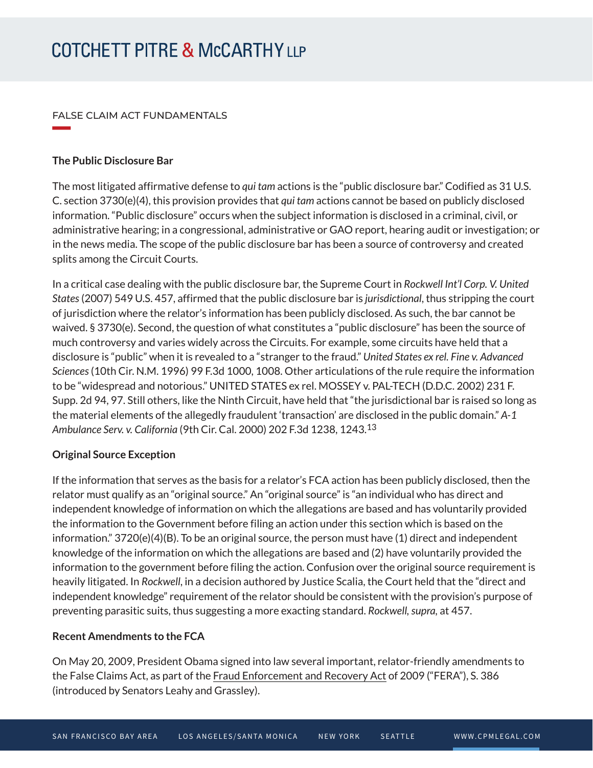FALSE CLAIM ACT FUNDAMENTALS

**The Public Disclosure Bar**

The most litigated affirmative defense to *qui tam* actions is the "public disclosure bar." Codified as 31 U.S. C. section 3730(e)(4), this provision provides that *qui tam* actions cannot be based on publicly disclosed information. "Public disclosure" occurs when the subject information is disclosed in a criminal, civil, or administrative hearing; in a congressional, administrative or GAO report, hearing audit or investigation; or in the news media. The scope of the public disclosure bar has been a source of controversy and created splits among the Circuit Courts.

In a critical case dealing with the public disclosure bar, the Supreme Court in *Rockwell Int'l Corp. V. United States* (2007) 549 U.S. 457, affirmed that the public disclosure bar is *jurisdictional*, thus stripping the court of jurisdiction where the relator's information has been publicly disclosed. As such, the bar cannot be waived. § 3730(e). Second, the question of what constitutes a "public disclosure" has been the source of much controversy and varies widely across the Circuits. For example, some circuits have held that a disclosure is "public" when it is revealed to a "stranger to the fraud." *United States ex rel. Fine v. Advanced Sciences* (10th Cir. N.M. 1996) 99 F.3d 1000, 1008. Other articulations of the rule require the information to be "widespread and notorious." UNITED STATES ex rel. MOSSEY v. PAL-TECH (D.D.C. 2002) 231 F. Supp. 2d 94, 97. Still others, like the Ninth Circuit, have held that "the jurisdictional bar is raised so long as the material elements of the allegedly fraudulent 'transaction' are disclosed in the public domain." *A-1 Ambulance Serv. v. California* (9th Cir. Cal. 2000) 202 F.3d 1238, 1243.[13]

**Original Source Exception**

If the information that serves as the basis for a relator's FCA action has been publicly disclosed, then the relator must qualify as an "original source." An "original source" is "an individual who has direct and independent knowledge of information on which the allegations are based and has voluntarily provided the information to the Government before filing an action under this section which is based on the information." 3720(e)(4)(B). To be an original source, the person must have (1) direct and independent knowledge of the information on which the allegations are based and (2) have voluntarily provided the information to the government before filing the action. Confusion over the original source requirement is heavily litigated. In *Rockwell*, in a decision authored by Justice Scalia, the Court held that the "direct and independent knowledge" requirement of the relator should be consistent with the provision's purpose of preventing parasitic suits, thus suggesting a more exacting standard. *Rockwell, supra,* at 457.

**Recent Amendments to the FCA**

On May 20, 2009, President Obama signed into law several important, relator-friendly amendments to the False Claims Act, as part of the Fraud Enforcement and Recovery Act of 2009 ("FERA"), S. 386 (introduced by Senators Leahy and Grassley).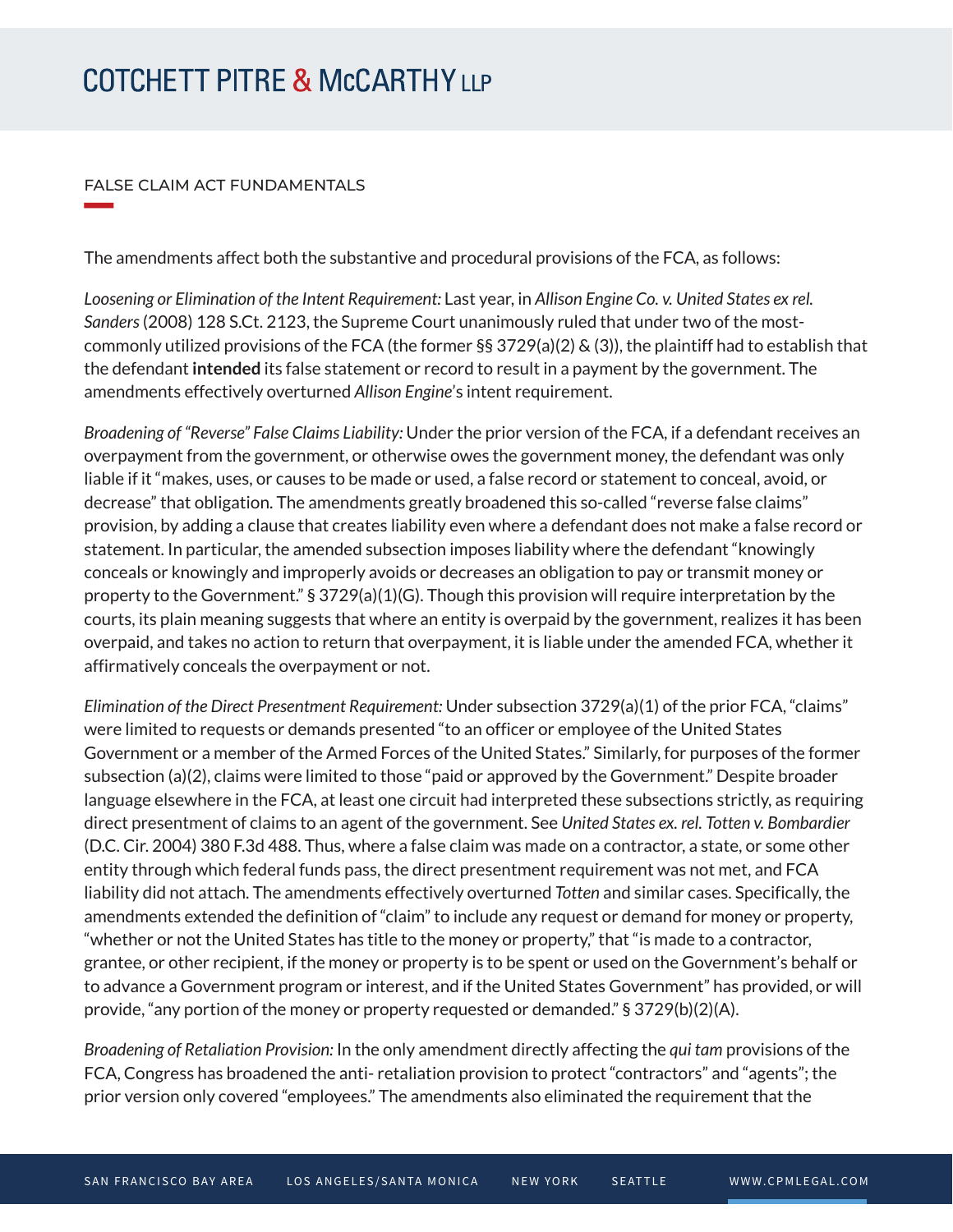FALSE CLAIM ACT FUNDAMENTALS

The amendments affect both the substantive and procedural provisions of the FCA, as follows:

*Loosening or Elimination of the Intent Requirement:* Last year, in *Allison Engine Co. v. United States ex rel. Sanders* (2008) 128 S.Ct. 2123, the Supreme Court unanimously ruled that under two of the most-commonly utilized provisions of the FCA (the former §§ 3729(a)(2) & (3)), the plaintiff had to establish that the defendant **intended** its false statement or record to result in a payment by the government. The amendments effectively overturned *Allison Engine*'s intent requirement.

*Broadening of "Reverse" False Claims Liability:* Under the prior version of the FCA, if a defendant receives an overpayment from the government, or otherwise owes the government money, the defendant was only liable if it "makes, uses, or causes to be made or used, a false record or statement to conceal, avoid, or decrease" that obligation. The amendments greatly broadened this so-called "reverse false claims" provision, by adding a clause that creates liability even where a defendant does not make a false record or statement. In particular, the amended subsection imposes liability where the defendant "knowingly conceals or knowingly and improperly avoids or decreases an obligation to pay or transmit money or property to the Government." § 3729(a)(1)(G). Though this provision will require interpretation by the courts, its plain meaning suggests that where an entity is overpaid by the government, realizes it has been overpaid, and takes no action to return that overpayment, it is liable under the amended FCA, whether it affirmatively conceals the overpayment or not.

*Elimination of the Direct Presentment Requirement:* Under subsection 3729(a)(1) of the prior FCA, "claims" were limited to requests or demands presented "to an officer or employee of the United States Government or a member of the Armed Forces of the United States." Similarly, for purposes of the former subsection (a)(2), claims were limited to those "paid or approved by the Government." Despite broader language elsewhere in the FCA, at least one circuit had interpreted these subsections strictly, as requiring direct presentment of claims to an agent of the government. See *United States ex. rel. Totten v. Bombardier* (D.C. Cir. 2004) 380 F.3d 488. Thus, where a false claim was made on a contractor, a state, or some other entity through which federal funds pass, the direct presentment requirement was not met, and FCA liability did not attach. The amendments effectively overturned *Totten* and similar cases. Specifically, the amendments extended the definition of "claim" to include any request or demand for money or property, "whether or not the United States has title to the money or property," that "is made to a contractor, grantee, or other recipient, if the money or property is to be spent or used on the Government's behalf or to advance a Government program or interest, and if the United States Government" has provided, or will provide, "any portion of the money or property requested or demanded." § 3729(b)(2)(A).

*Broadening of Retaliation Provision:* In the only amendment directly affecting the *qui tam* provisions of the FCA, Congress has broadened the anti- retaliation provision to protect "contractors" and "agents"; the prior version only covered "employees." The amendments also eliminated the requirement that the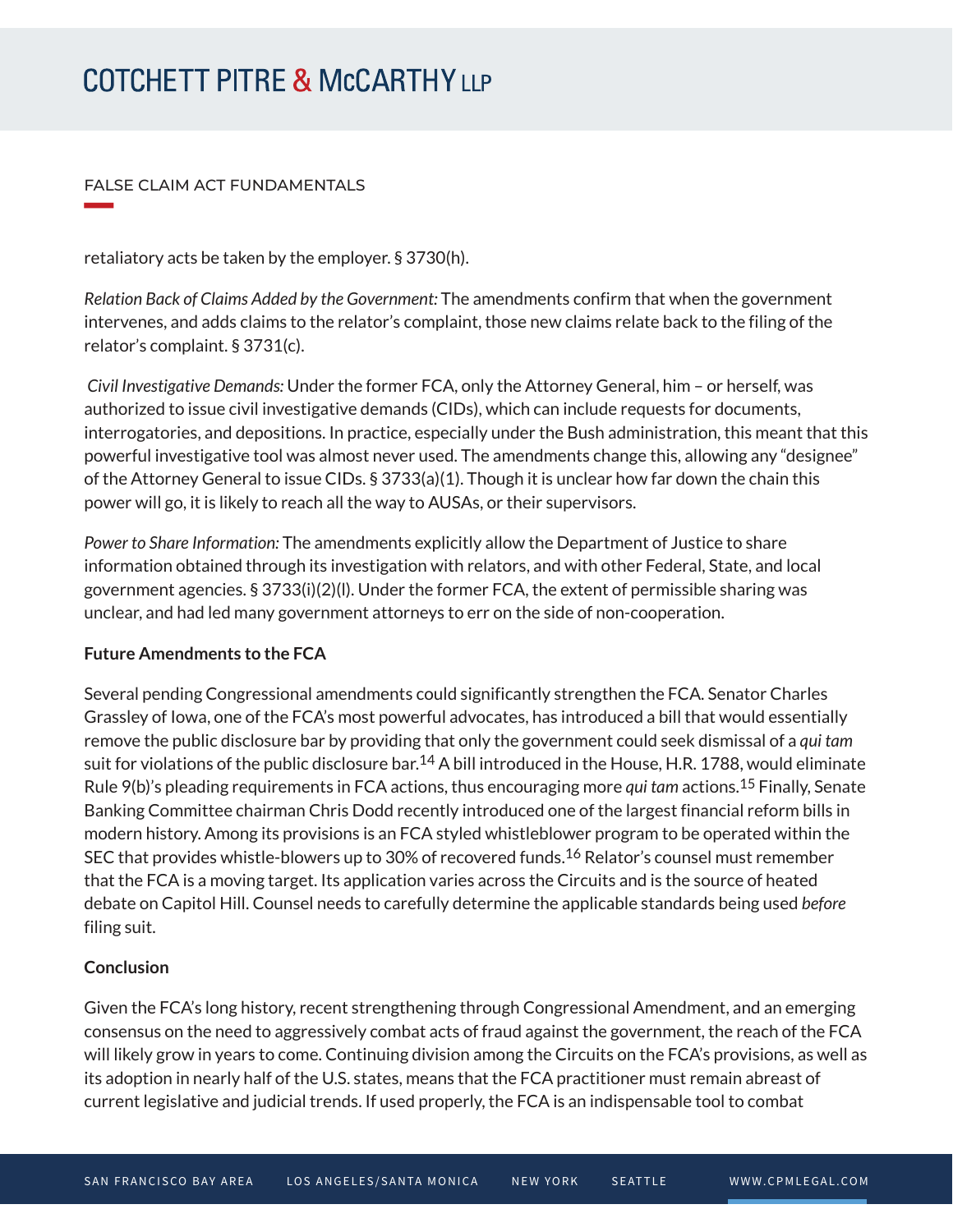retaliatory acts be taken by the employer. § 3730(h).

*Relation Back of Claims Added by the Government:* The amendments confirm that when the government intervenes, and adds claims to the relator's complaint, those new claims relate back to the filing of the relator's complaint. § 3731(c).

*Civil Investigative Demands:* Under the former FCA, only the Attorney General, him – or herself, was authorized to issue civil investigative demands (CIDs), which can include requests for documents, interrogatories, and depositions. In practice, especially under the Bush administration, this meant that this powerful investigative tool was almost never used. The amendments change this, allowing any "designee" of the Attorney General to issue CIDs. § 3733(a)(1). Though it is unclear how far down the chain this power will go, it is likely to reach all the way to AUSAs, or their supervisors.

*Power to Share Information:* The amendments explicitly allow the Department of Justice to share information obtained through its investigation with relators, and with other Federal, State, and local government agencies. § 3733(i)(2)(l). Under the former FCA, the extent of permissible sharing was unclear, and had led many government attorneys to err on the side of non-cooperation.

**Future Amendments to the FCA**

Several pending Congressional amendments could significantly strengthen the FCA. Senator Charles Grassley of Iowa, one of the FCA's most powerful advocates, has introduced a bill that would essentially remove the public disclosure bar by providing that only the government could seek dismissal of a *qui tam* suit for violations of the public disclosure bar.[14] A bill introduced in the House, H.R. 1788, would eliminate Rule 9(b)'s pleading requirements in FCA actions, thus encouraging more *qui tam* actions.[15] Finally, Senate Banking Committee chairman Chris Dodd recently introduced one of the largest financial reform bills in modern history. Among its provisions is an FCA styled whistleblower program to be operated within the SEC that provides whistle-blowers up to 30% of recovered funds.[16] Relator's counsel must remember that the FCA is a moving target. Its application varies across the Circuits and is the source of heated debate on Capitol Hill. Counsel needs to carefully determine the applicable standards being used *before* filing suit.

**Conclusion**

Given the FCA's long history, recent strengthening through Congressional Amendment, and an emerging consensus on the need to aggressively combat acts of fraud against the government, the reach of the FCA will likely grow in years to come. Continuing division among the Circuits on the FCA's provisions, as well as its adoption in nearly half of the U.S. states, means that the FCA practitioner must remain abreast of current legislative and judicial trends. If used properly, the FCA is an indispensable tool to combat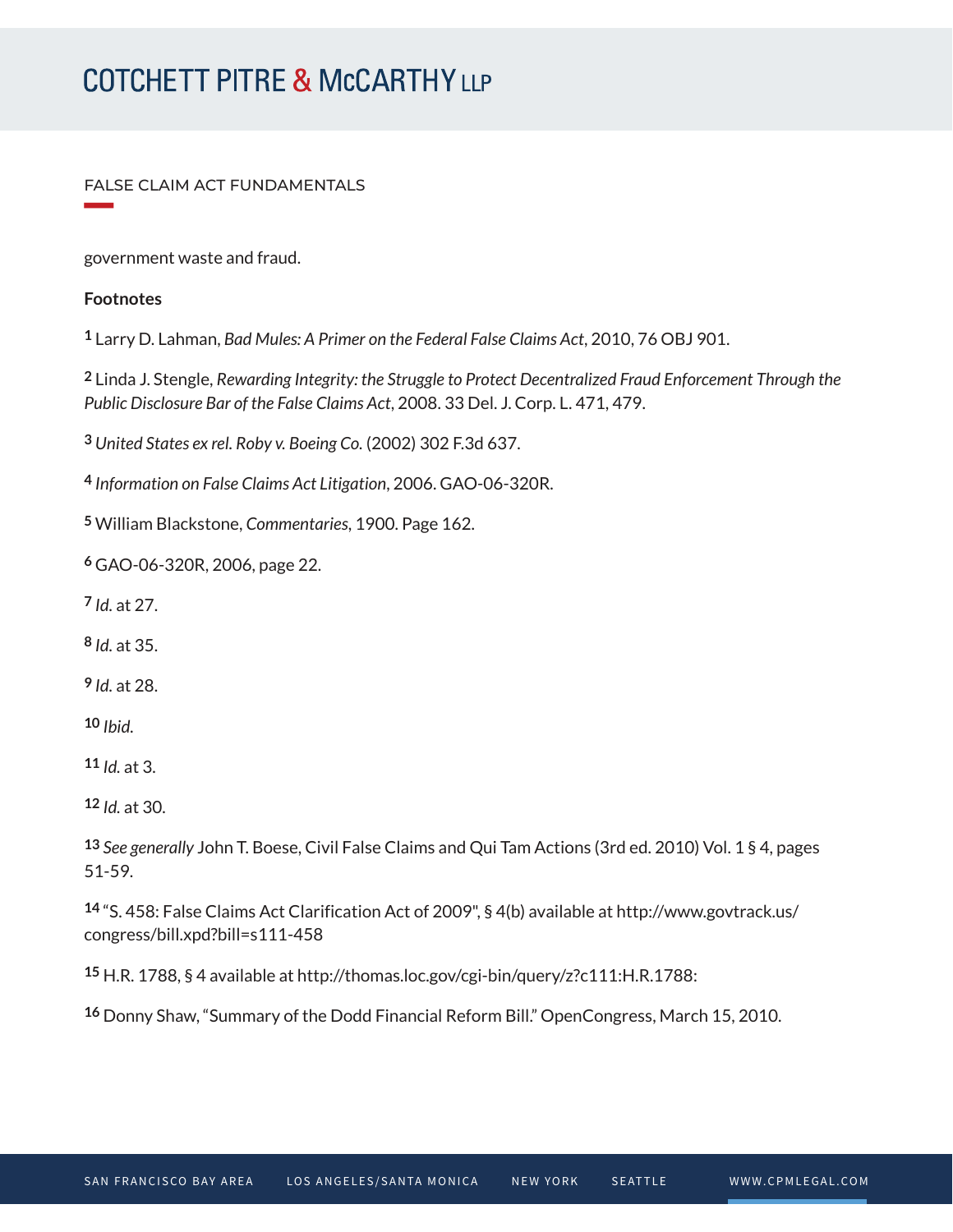government waste and fraud.

**Footnotes**

**1** Larry D. Lahman, *Bad Mules: A Primer on the Federal False Claims Act*, 2010, 76 OBJ 901.

**2** Linda J. Stengle, *Rewarding Integrity: the Struggle to Protect Decentralized Fraud Enforcement Through the Public Disclosure Bar of the False Claims Act*, 2008. 33 Del. J. Corp. L. 471, 479.

**3** *United States ex rel. Roby v. Boeing Co.* (2002) 302 F.3d 637.

**4** *Information on False Claims Act Litigation*, 2006. GAO-06-320R.

**5** William Blackstone, *Commentaries*, 1900. Page 162.

**6** GAO-06-320R, 2006, page 22.

**7** *Id.* at 27.

**8** *Id.* at 35.

**9** *Id.* at 28.

**10** *Ibid.*

**11** *Id.* at 3.

**12** *Id.* at 30.

**13** *See generally* John T. Boese, Civil False Claims and Qui Tam Actions (3rd ed. 2010) Vol. 1 § 4, pages 51-59.

**14** "S. 458: False Claims Act Clarification Act of 2009", § 4(b) available at http://www.govtrack.us/congress/bill.xpd?bill=s111-458

**15** H.R. 1788, § 4 available at http://thomas.loc.gov/cgi-bin/query/z?c111:H.R.1788:

**16** Donny Shaw, "Summary of the Dodd Financial Reform Bill." OpenCongress, March 15, 2010.